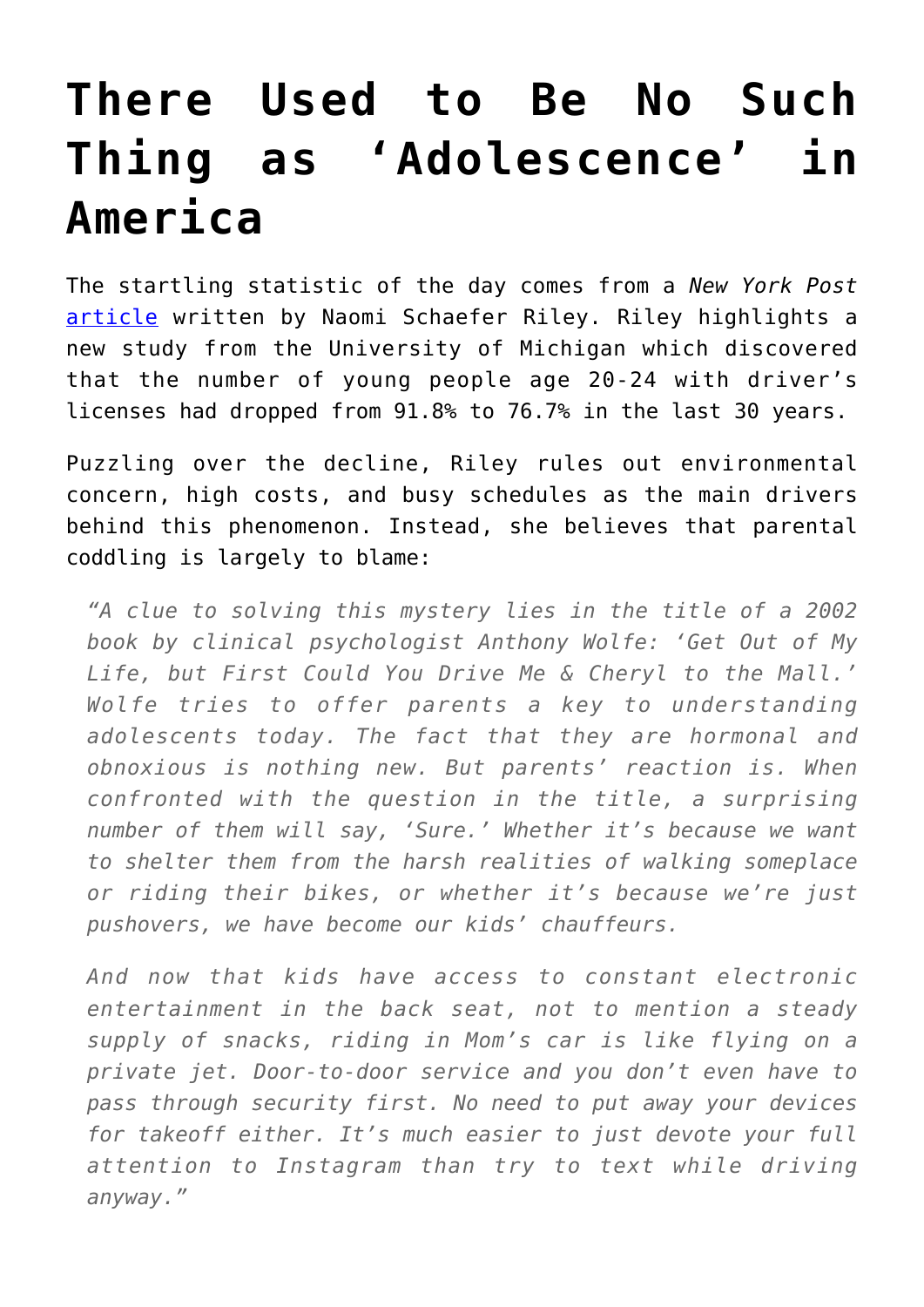# There Used to Be No Such Thing as 'Adolescence' in America

The startling statistic of the day comes from a *New York Post* article written by Naomi Schaefer Riley. Riley highlights a new study from the University of Michigan which discovered that the number of young people age 20-24 with driver's licenses had dropped from 91.8% to 76.7% in the last 30 years.

Puzzling over the decline, Riley rules out environmental concern, high costs, and busy schedules as the main drivers behind this phenomenon. Instead, she believes that parental coddling is largely to blame:

> *"A clue to solving this mystery lies in the title of a 2002 book by clinical psychologist Anthony Wolfe: 'Get Out of My Life, but First Could You Drive Me & Cheryl to the Mall.' Wolfe tries to offer parents a key to understanding adolescents today. The fact that they are hormonal and obnoxious is nothing new. But parents' reaction is. When confronted with the question in the title, a surprising number of them will say, 'Sure.' Whether it's because we want to shelter them from the harsh realities of walking someplace or riding their bikes, or whether it's because we're just pushovers, we have become our kids' chauffeurs.*
>
> *And now that kids have access to constant electronic entertainment in the back seat, not to mention a steady supply of snacks, riding in Mom's car is like flying on a private jet. Door-to-door service and you don't even have to pass through security first. No need to put away your devices for takeoff either. It's much easier to just devote your full attention to Instagram than try to text while driving anyway."*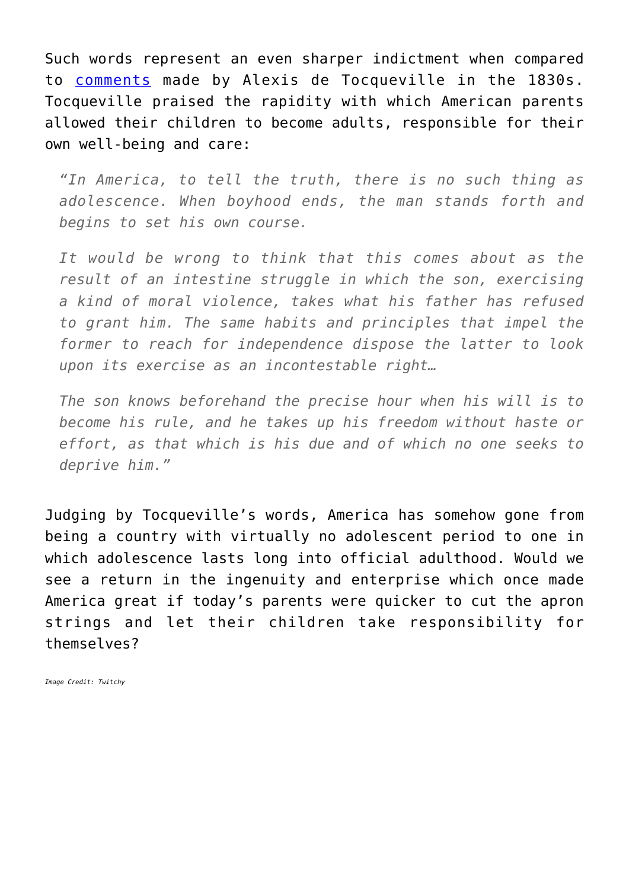Such words represent an even sharper indictment when compared to [comments] made by Alexis de Tocqueville in the 1830s. Tocqueville praised the rapidity with which American parents allowed their children to become adults, responsible for their own well-being and care:

> *"In America, to tell the truth, there is no such thing as adolescence. When boyhood ends, the man stands forth and begins to set his own course.*
>
> *It would be wrong to think that this comes about as the result of an intestine struggle in which the son, exercising a kind of moral violence, takes what his father has refused to grant him. The same habits and principles that impel the former to reach for independence dispose the latter to look upon its exercise as an incontestable right…*
>
> *The son knows beforehand the precise hour when his will is to become his rule, and he takes up his freedom without haste or effort, as that which is his due and of which no one seeks to deprive him."*

Judging by Tocqueville's words, America has somehow gone from being a country with virtually no adolescent period to one in which adolescence lasts long into official adulthood. Would we see a return in the ingenuity and enterprise which once made America great if today's parents were quicker to cut the apron strings and let their children take responsibility for themselves?

*Image Credit: Twitchy*